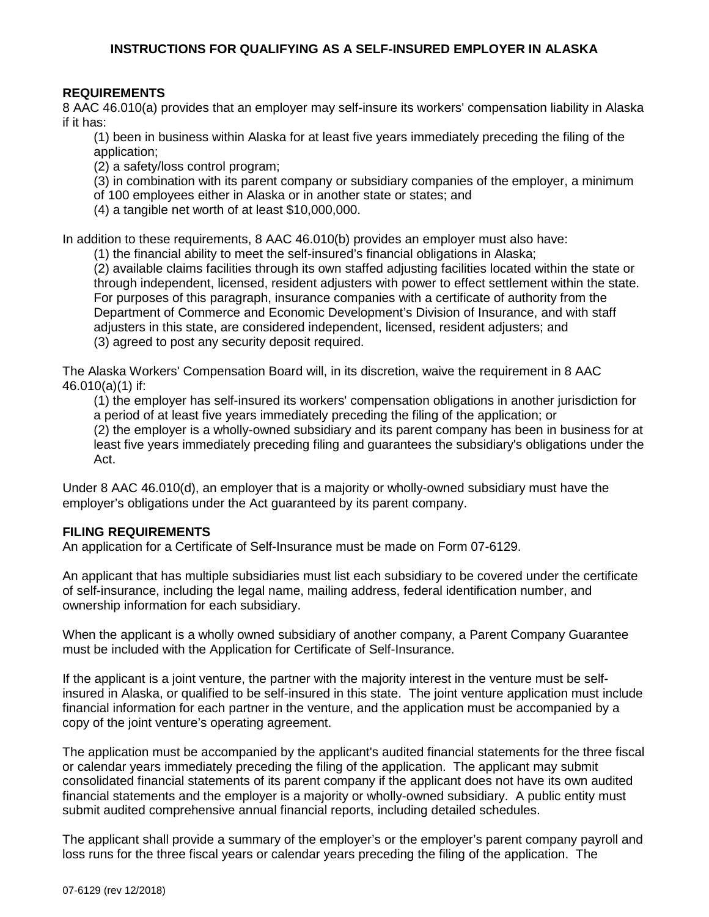# INSTRUCTIONS FOR QUALIFYING AS A SELF-INSURED EMPLOYER IN ALASKA

## REQUIREMENTS

8 AAC 46.010(a) provides that an employer may self-insure its workers' compensation liability in Alaska if it has:

(1) been in business within Alaska for at least five years immediately preceding the filing of the application;
(2) a safety/loss control program;
(3) in combination with its parent company or subsidiary companies of the employer, a minimum of 100 employees either in Alaska or in another state or states; and
(4) a tangible net worth of at least $10,000,000.

In addition to these requirements, 8 AAC 46.010(b) provides an employer must also have:

(1) the financial ability to meet the self-insured's financial obligations in Alaska;
(2) available claims facilities through its own staffed adjusting facilities located within the state or through independent, licensed, resident adjusters with power to effect settlement within the state. For purposes of this paragraph, insurance companies with a certificate of authority from the Department of Commerce and Economic Development's Division of Insurance, and with staff adjusters in this state, are considered independent, licensed, resident adjusters; and
(3) agreed to post any security deposit required.

The Alaska Workers' Compensation Board will, in its discretion, waive the requirement in 8 AAC 46.010(a)(1) if:

(1) the employer has self-insured its workers' compensation obligations in another jurisdiction for a period of at least five years immediately preceding the filing of the application; or
(2) the employer is a wholly-owned subsidiary and its parent company has been in business for at least five years immediately preceding filing and guarantees the subsidiary's obligations under the Act.

Under 8 AAC 46.010(d), an employer that is a majority or wholly-owned subsidiary must have the employer's obligations under the Act guaranteed by its parent company.

## FILING REQUIREMENTS

An application for a Certificate of Self-Insurance must be made on Form 07-6129.

An applicant that has multiple subsidiaries must list each subsidiary to be covered under the certificate of self-insurance, including the legal name, mailing address, federal identification number, and ownership information for each subsidiary.

When the applicant is a wholly owned subsidiary of another company, a Parent Company Guarantee must be included with the Application for Certificate of Self-Insurance.

If the applicant is a joint venture, the partner with the majority interest in the venture must be self-insured in Alaska, or qualified to be self-insured in this state. The joint venture application must include financial information for each partner in the venture, and the application must be accompanied by a copy of the joint venture's operating agreement.

The application must be accompanied by the applicant's audited financial statements for the three fiscal or calendar years immediately preceding the filing of the application. The applicant may submit consolidated financial statements of its parent company if the applicant does not have its own audited financial statements and the employer is a majority or wholly-owned subsidiary. A public entity must submit audited comprehensive annual financial reports, including detailed schedules.

The applicant shall provide a summary of the employer's or the employer's parent company payroll and loss runs for the three fiscal years or calendar years preceding the filing of the application. The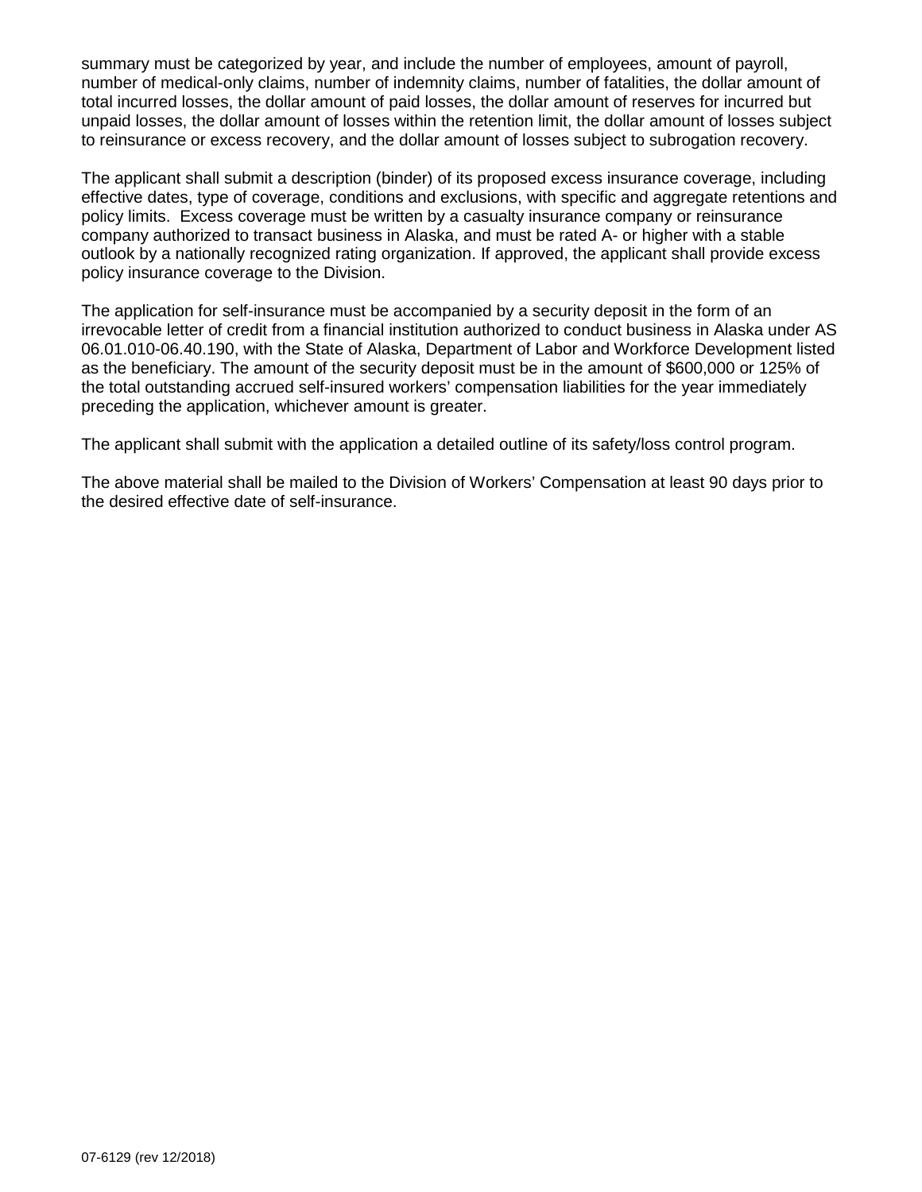summary must be categorized by year, and include the number of employees, amount of payroll, number of medical-only claims, number of indemnity claims, number of fatalities, the dollar amount of total incurred losses, the dollar amount of paid losses, the dollar amount of reserves for incurred but unpaid losses, the dollar amount of losses within the retention limit, the dollar amount of losses subject to reinsurance or excess recovery, and the dollar amount of losses subject to subrogation recovery.

The applicant shall submit a description (binder) of its proposed excess insurance coverage, including effective dates, type of coverage, conditions and exclusions, with specific and aggregate retentions and policy limits. Excess coverage must be written by a casualty insurance company or reinsurance company authorized to transact business in Alaska, and must be rated A- or higher with a stable outlook by a nationally recognized rating organization. If approved, the applicant shall provide excess policy insurance coverage to the Division.

The application for self-insurance must be accompanied by a security deposit in the form of an irrevocable letter of credit from a financial institution authorized to conduct business in Alaska under AS 06.01.010-06.40.190, with the State of Alaska, Department of Labor and Workforce Development listed as the beneficiary. The amount of the security deposit must be in the amount of $600,000 or 125% of the total outstanding accrued self-insured workers' compensation liabilities for the year immediately preceding the application, whichever amount is greater.

The applicant shall submit with the application a detailed outline of its safety/loss control program.

The above material shall be mailed to the Division of Workers' Compensation at least 90 days prior to the desired effective date of self-insurance.

07-6129 (rev 12/2018)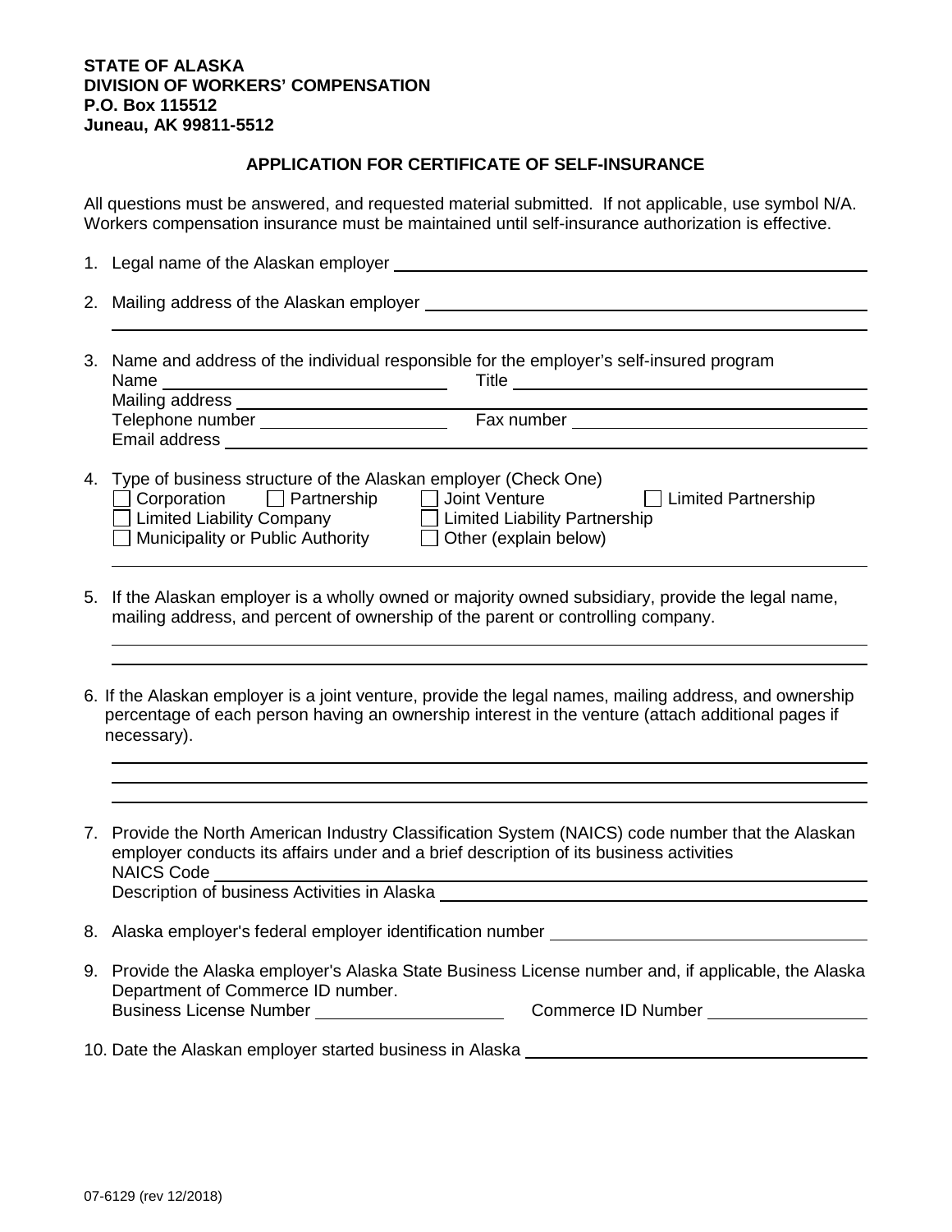**STATE OF ALASKA**
**DIVISION OF WORKERS' COMPENSATION**
**P.O. Box 115512**
**Juneau, AK 99811-5512**

## APPLICATION FOR CERTIFICATE OF SELF-INSURANCE

All questions must be answered, and requested material submitted. If not applicable, use symbol N/A. Workers compensation insurance must be maintained until self-insurance authorization is effective.

1. Legal name of the Alaskan employer ______________________________

2. Mailing address of the Alaskan employer ______________________________

   ______________________________

3. Name and address of the individual responsible for the employer's self-insured program
   Name ______________________________ Title ______________________________
   Mailing address ______________________________
   Telephone number ______________________________ Fax number ______________________________
   Email address ______________________________

4. Type of business structure of the Alaskan employer (Check One)
   ☐ Corporation ☐ Partnership ☐ Joint Venture ☐ Limited Partnership
   ☐ Limited Liability Company ☐ Limited Liability Partnership
   ☐ Municipality or Public Authority ☐ Other (explain below)

   ______________________________

5. If the Alaskan employer is a wholly owned or majority owned subsidiary, provide the legal name, mailing address, and percent of ownership of the parent or controlling company.

   ______________________________

   ______________________________

6. If the Alaskan employer is a joint venture, provide the legal names, mailing address, and ownership percentage of each person having an ownership interest in the venture (attach additional pages if necessary).

   ______________________________

   ______________________________

   ______________________________

7. Provide the North American Industry Classification System (NAICS) code number that the Alaskan employer conducts its affairs under and a brief description of its business activities
   NAICS Code ______________________________
   Description of business Activities in Alaska ______________________________

8. Alaska employer's federal employer identification number ______________________________

9. Provide the Alaska employer's Alaska State Business License number and, if applicable, the Alaska Department of Commerce ID number.
   Business License Number ______________________________ Commerce ID Number ______________________________

10. Date the Alaskan employer started business in Alaska ______________________________

07-6129 (rev 12/2018)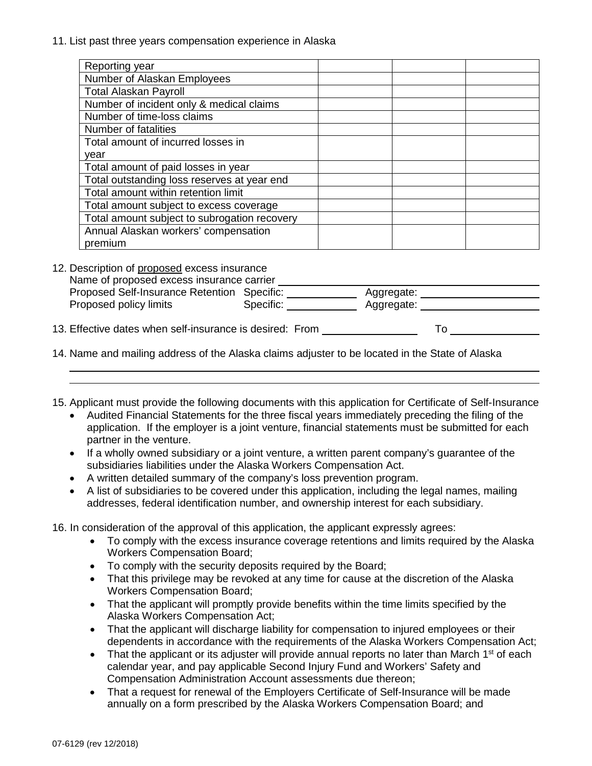11. List past three years compensation experience in Alaska

| Reporting year | | | |
|---|---|---|---|
| Number of Alaskan Employees | | | |
| Total Alaskan Payroll | | | |
| Number of incident only & medical claims | | | |
| Number of time-loss claims | | | |
| Number of fatalities | | | |
| Total amount of incurred losses in year | | | |
| Total amount of paid losses in year | | | |
| Total outstanding loss reserves at year end | | | |
| Total amount within retention limit | | | |
| Total amount subject to excess coverage | | | |
| Total amount subject to subrogation recovery | | | |
| Annual Alaskan workers' compensation premium | | | |

12. Description of <u>proposed</u> excess insurance
    Name of proposed excess insurance carrier ______________________________
    Proposed Self-Insurance Retention Specific: ____________ Aggregate: ____________
    Proposed policy limits Specific: ____________ Aggregate: ____________

13. Effective dates when self-insurance is desired: From ______________ To ______________

14. Name and mailing address of the Alaska claims adjuster to be located in the State of Alaska

_______________________________________________

_______________________________________________

15. Applicant must provide the following documents with this application for Certificate of Self-Insurance
    - Audited Financial Statements for the three fiscal years immediately preceding the filing of the application. If the employer is a joint venture, financial statements must be submitted for each partner in the venture.
    - If a wholly owned subsidiary or a joint venture, a written parent company's guarantee of the subsidiaries liabilities under the Alaska Workers Compensation Act.
    - A written detailed summary of the company's loss prevention program.
    - A list of subsidiaries to be covered under this application, including the legal names, mailing addresses, federal identification number, and ownership interest for each subsidiary.

16. In consideration of the approval of this application, the applicant expressly agrees:
    - To comply with the excess insurance coverage retentions and limits required by the Alaska Workers Compensation Board;
    - To comply with the security deposits required by the Board;
    - That this privilege may be revoked at any time for cause at the discretion of the Alaska Workers Compensation Board;
    - That the applicant will promptly provide benefits within the time limits specified by the Alaska Workers Compensation Act;
    - That the applicant will discharge liability for compensation to injured employees or their dependents in accordance with the requirements of the Alaska Workers Compensation Act;
    - That the applicant or its adjuster will provide annual reports no later than March 1st of each calendar year, and pay applicable Second Injury Fund and Workers' Safety and Compensation Administration Account assessments due thereon;
    - That a request for renewal of the Employers Certificate of Self-Insurance will be made annually on a form prescribed by the Alaska Workers Compensation Board; and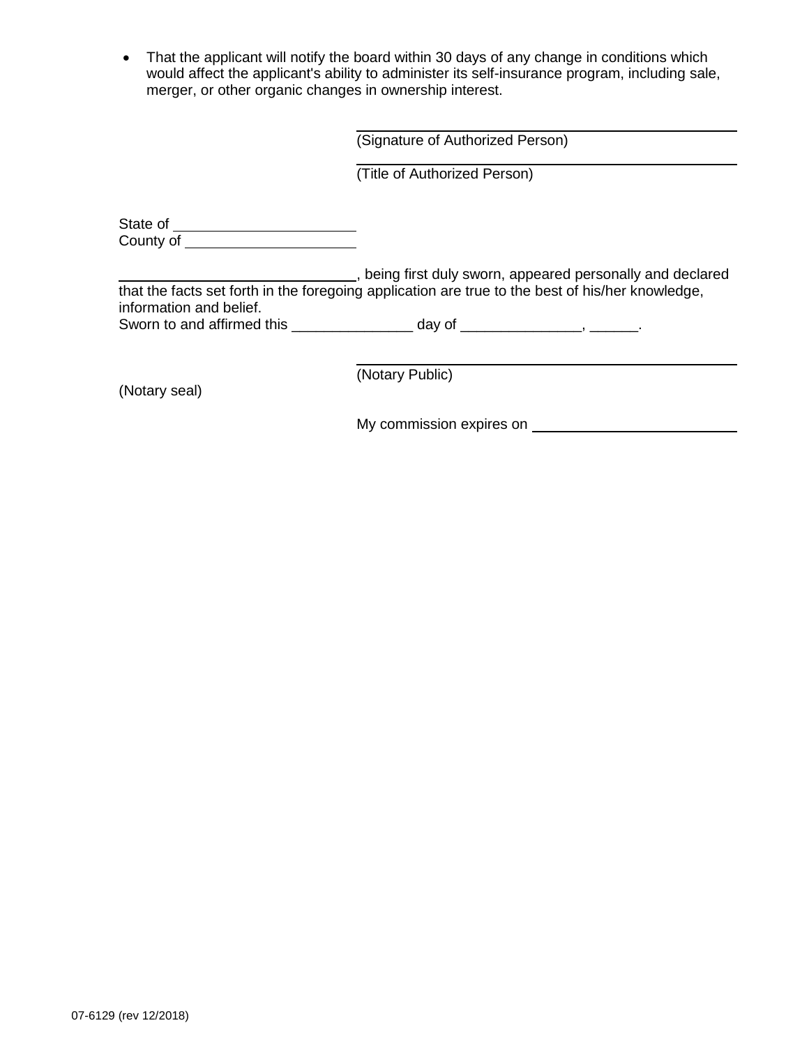- That the applicant will notify the board within 30 days of any change in conditions which would affect the applicant's ability to administer its self-insurance program, including sale, merger, or other organic changes in ownership interest.

\_\_\_\_\_\_\_\_\_\_\_\_\_\_\_\_\_\_\_\_\_\_\_\_\_\_\_\_\_\_\_\_\_\_\_\_\_\_\_\_
(Signature of Authorized Person)

\_\_\_\_\_\_\_\_\_\_\_\_\_\_\_\_\_\_\_\_\_\_\_\_\_\_\_\_\_\_\_\_\_\_\_\_\_\_\_\_
(Title of Authorized Person)

State of \_\_\_\_\_\_\_\_\_\_\_\_\_\_\_\_\_\_\_\_\_\_
County of \_\_\_\_\_\_\_\_\_\_\_\_\_\_\_\_\_\_\_\_\_

\_\_\_\_\_\_\_\_\_\_\_\_\_\_\_\_\_\_\_\_\_\_\_\_\_\_\_\_, being first duly sworn, appeared personally and declared that the facts set forth in the foregoing application are true to the best of his/her knowledge, information and belief.
Sworn to and affirmed this _______________ day of _______________, ______.

\_\_\_\_\_\_\_\_\_\_\_\_\_\_\_\_\_\_\_\_\_\_\_\_\_\_\_\_\_\_\_\_\_\_\_\_\_\_\_\_
(Notary Public)

(Notary seal)

My commission expires on \_\_\_\_\_\_\_\_\_\_\_\_\_\_\_\_\_\_\_\_\_\_\_\_\_

07-6129 (rev 12/2018)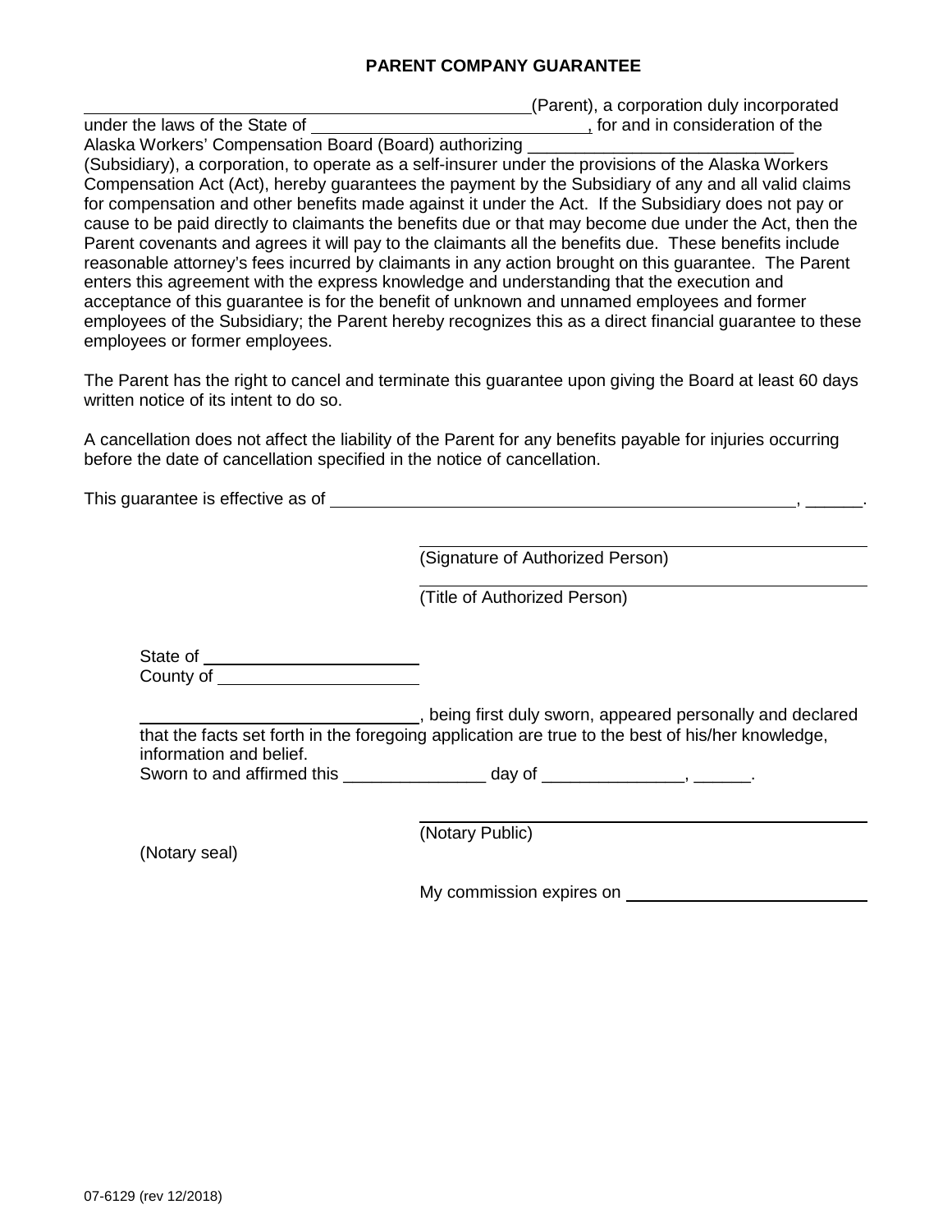# PARENT COMPANY GUARANTEE

\_\_\_\_\_\_\_\_\_\_\_\_\_\_\_\_\_\_\_\_\_\_\_\_\_\_\_\_\_\_\_\_\_\_\_\_\_\_\_\_(Parent), a corporation duly incorporated under the laws of the State of \_\_\_\_\_\_\_\_\_\_\_\_\_\_\_\_\_\_\_\_\_\_\_\_\_\_, for and in consideration of the Alaska Workers' Compensation Board (Board) authorizing \_\_\_\_\_\_\_\_\_\_\_\_\_\_\_\_\_\_\_\_\_\_\_\_\_\_\_ (Subsidiary), a corporation, to operate as a self-insurer under the provisions of the Alaska Workers Compensation Act (Act), hereby guarantees the payment by the Subsidiary of any and all valid claims for compensation and other benefits made against it under the Act. If the Subsidiary does not pay or cause to be paid directly to claimants the benefits due or that may become due under the Act, then the Parent covenants and agrees it will pay to the claimants all the benefits due. These benefits include reasonable attorney's fees incurred by claimants in any action brought on this guarantee. The Parent enters this agreement with the express knowledge and understanding that the execution and acceptance of this guarantee is for the benefit of unknown and unnamed employees and former employees of the Subsidiary; the Parent hereby recognizes this as a direct financial guarantee to these employees or former employees.

The Parent has the right to cancel and terminate this guarantee upon giving the Board at least 60 days written notice of its intent to do so.

A cancellation does not affect the liability of the Parent for any benefits payable for injuries occurring before the date of cancellation specified in the notice of cancellation.

This guarantee is effective as of \_\_\_\_\_\_\_\_\_\_\_\_\_\_\_\_\_\_\_\_\_\_\_\_\_\_\_\_\_\_\_\_\_\_\_\_\_\_\_\_\_\_\_\_, \_\_\_\_\_\_.

\_\_\_\_\_\_\_\_\_\_\_\_\_\_\_\_\_\_\_\_\_\_\_\_\_\_\_\_\_\_\_\_\_\_\_\_\_\_\_\_
(Signature of Authorized Person)

\_\_\_\_\_\_\_\_\_\_\_\_\_\_\_\_\_\_\_\_\_\_\_\_\_\_\_\_\_\_\_\_\_\_\_\_\_\_\_\_
(Title of Authorized Person)

State of \_\_\_\_\_\_\_\_\_\_\_\_\_\_\_\_\_\_\_\_
County of \_\_\_\_\_\_\_\_\_\_\_\_\_\_\_\_\_\_

\_\_\_\_\_\_\_\_\_\_\_\_\_\_\_\_\_\_\_\_\_\_\_\_\_\_\_\_, being first duly sworn, appeared personally and declared that the facts set forth in the foregoing application are true to the best of his/her knowledge, information and belief.

Sworn to and affirmed this \_\_\_\_\_\_\_\_\_\_\_\_\_\_\_ day of \_\_\_\_\_\_\_\_\_\_\_\_\_\_\_, \_\_\_\_\_\_.

\_\_\_\_\_\_\_\_\_\_\_\_\_\_\_\_\_\_\_\_\_\_\_\_\_\_\_\_\_\_\_\_\_\_\_\_\_\_\_\_
(Notary Public)

(Notary seal)

My commission expires on \_\_\_\_\_\_\_\_\_\_\_\_\_\_\_\_\_\_\_\_\_\_\_\_

07-6129 (rev 12/2018)